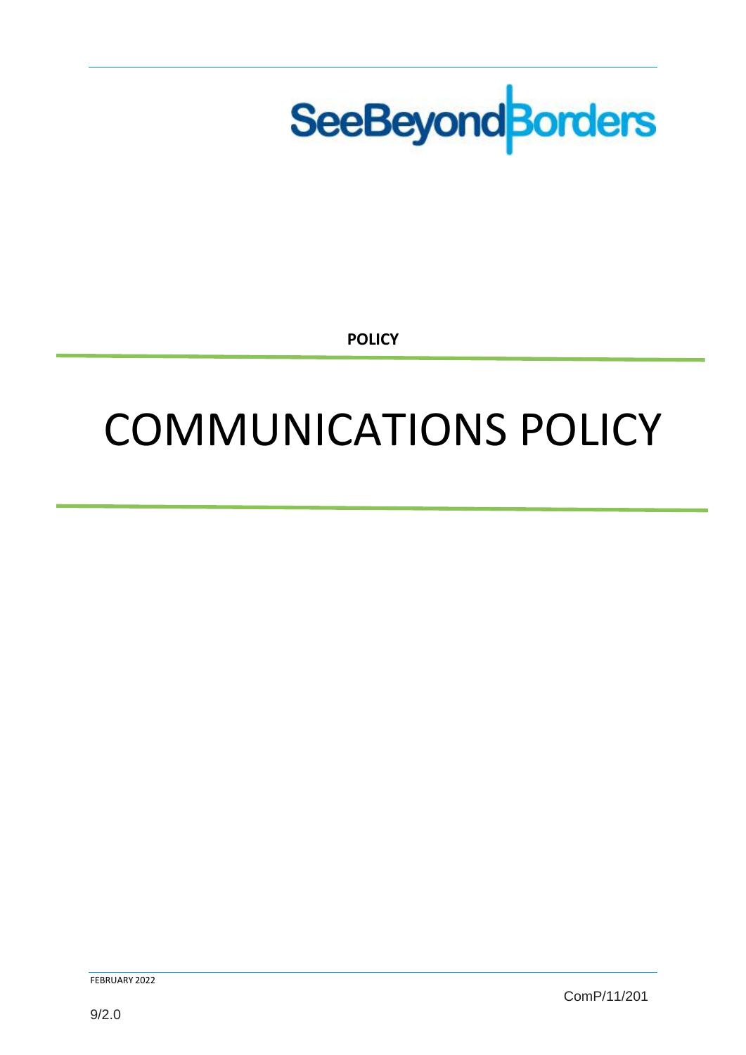SeeBeyondBorders

**POLICY**

# COMMUNICATIONS POLICY

FEBRUARY 2022

ComP/11/201

9/2.0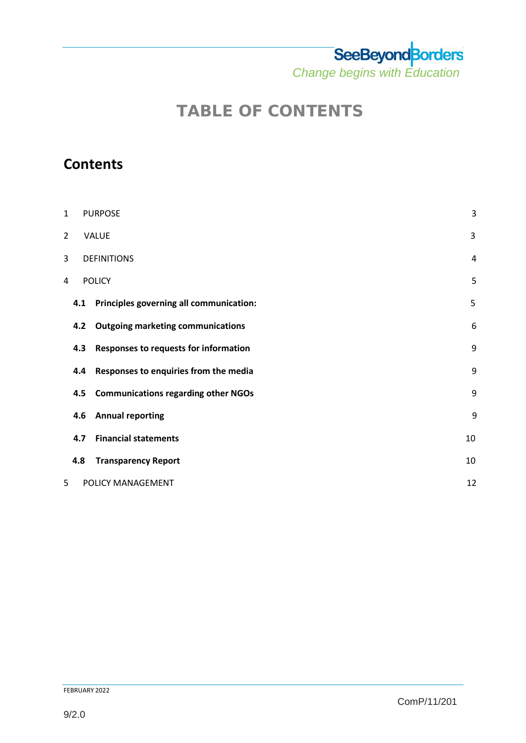# TABLE OF CONTENTS

## Contents

| | | |
|---|---|---|
| 1 | PURPOSE | 3 |
| 2 | VALUE | 3 |
| 3 | DEFINITIONS | 4 |
| 4 | POLICY | 5 |
| **4.1** | **Principles governing all communication:** | 5 |
| **4.2** | **Outgoing marketing communications** | 6 |
| **4.3** | **Responses to requests for information** | 9 |
| **4.4** | **Responses to enquiries from the media** | 9 |
| **4.5** | **Communications regarding other NGOs** | 9 |
| **4.6** | **Annual reporting** | 9 |
| **4.7** | **Financial statements** | 10 |
| **4.8** | **Transparency Report** | 10 |
| 5 | POLICY MANAGEMENT | 12 |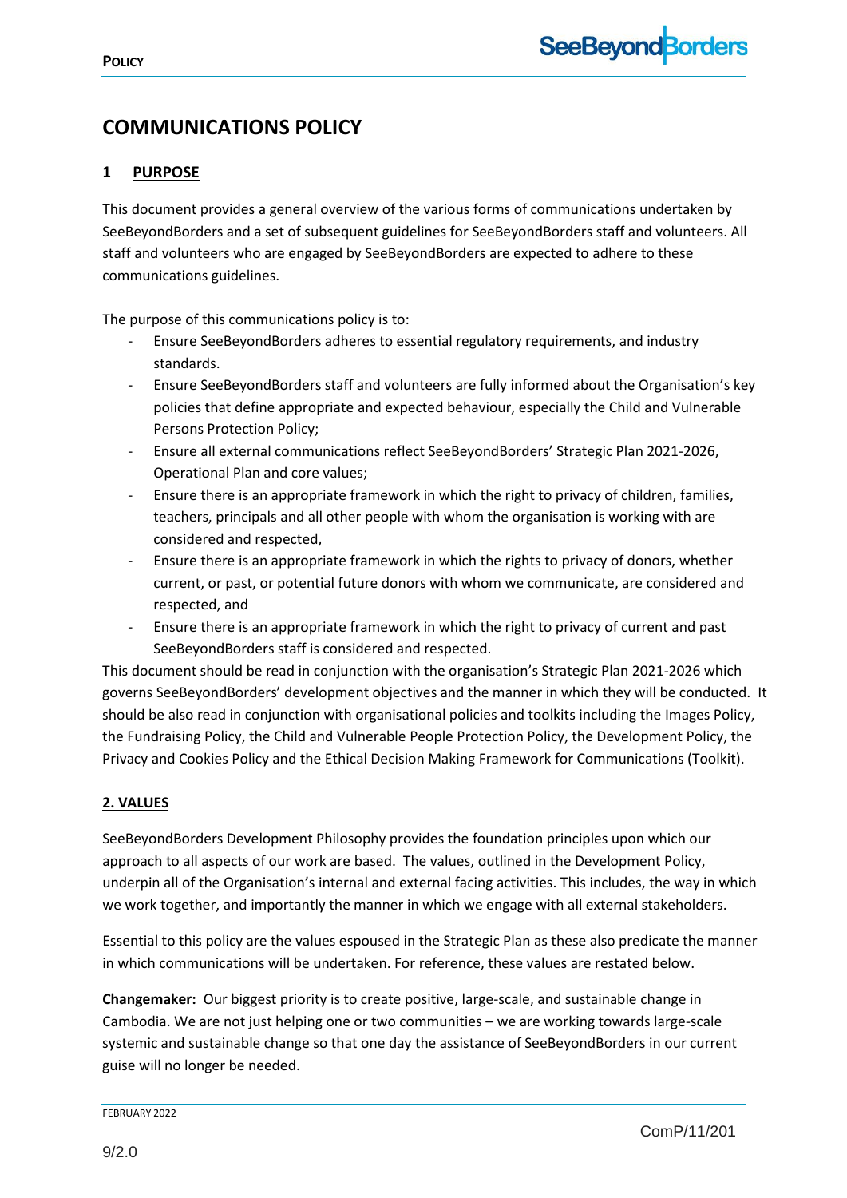# COMMUNICATIONS POLICY

## 1 PURPOSE

This document provides a general overview of the various forms of communications undertaken by SeeBeyondBorders and a set of subsequent guidelines for SeeBeyondBorders staff and volunteers. All staff and volunteers who are engaged by SeeBeyondBorders are expected to adhere to these communications guidelines.

The purpose of this communications policy is to:

- Ensure SeeBeyondBorders adheres to essential regulatory requirements, and industry standards.
- Ensure SeeBeyondBorders staff and volunteers are fully informed about the Organisation's key policies that define appropriate and expected behaviour, especially the Child and Vulnerable Persons Protection Policy;
- Ensure all external communications reflect SeeBeyondBorders' Strategic Plan 2021-2026, Operational Plan and core values;
- Ensure there is an appropriate framework in which the right to privacy of children, families, teachers, principals and all other people with whom the organisation is working with are considered and respected,
- Ensure there is an appropriate framework in which the rights to privacy of donors, whether current, or past, or potential future donors with whom we communicate, are considered and respected, and
- Ensure there is an appropriate framework in which the right to privacy of current and past SeeBeyondBorders staff is considered and respected.

This document should be read in conjunction with the organisation's Strategic Plan 2021-2026 which governs SeeBeyondBorders' development objectives and the manner in which they will be conducted. It should be also read in conjunction with organisational policies and toolkits including the Images Policy, the Fundraising Policy, the Child and Vulnerable People Protection Policy, the Development Policy, the Privacy and Cookies Policy and the Ethical Decision Making Framework for Communications (Toolkit).

## 2. VALUES

SeeBeyondBorders Development Philosophy provides the foundation principles upon which our approach to all aspects of our work are based. The values, outlined in the Development Policy, underpin all of the Organisation's internal and external facing activities. This includes, the way in which we work together, and importantly the manner in which we engage with all external stakeholders.

Essential to this policy are the values espoused in the Strategic Plan as these also predicate the manner in which communications will be undertaken. For reference, these values are restated below.

**Changemaker:** Our biggest priority is to create positive, large-scale, and sustainable change in Cambodia. We are not just helping one or two communities – we are working towards large-scale systemic and sustainable change so that one day the assistance of SeeBeyondBorders in our current guise will no longer be needed.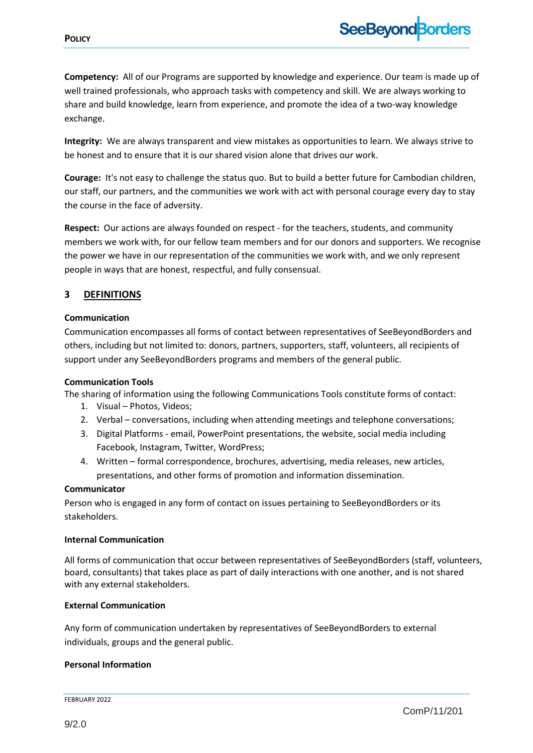**Competency:** All of our Programs are supported by knowledge and experience. Our team is made up of well trained professionals, who approach tasks with competency and skill. We are always working to share and build knowledge, learn from experience, and promote the idea of a two-way knowledge exchange.

**Integrity:** We are always transparent and view mistakes as opportunities to learn. We always strive to be honest and to ensure that it is our shared vision alone that drives our work.

**Courage:** It's not easy to challenge the status quo. But to build a better future for Cambodian children, our staff, our partners, and the communities we work with act with personal courage every day to stay the course in the face of adversity.

**Respect:** Our actions are always founded on respect - for the teachers, students, and community members we work with, for our fellow team members and for our donors and supporters. We recognise the power we have in our representation of the communities we work with, and we only represent people in ways that are honest, respectful, and fully consensual.

## 3 DEFINITIONS

**Communication**

Communication encompasses all forms of contact between representatives of SeeBeyondBorders and others, including but not limited to: donors, partners, supporters, staff, volunteers, all recipients of support under any SeeBeyondBorders programs and members of the general public.

**Communication Tools**

The sharing of information using the following Communications Tools constitute forms of contact:

1. Visual – Photos, Videos;
2. Verbal – conversations, including when attending meetings and telephone conversations;
3. Digital Platforms - email, PowerPoint presentations, the website, social media including Facebook, Instagram, Twitter, WordPress;
4. Written – formal correspondence, brochures, advertising, media releases, new articles, presentations, and other forms of promotion and information dissemination.

**Communicator**

Person who is engaged in any form of contact on issues pertaining to SeeBeyondBorders or its stakeholders.

**Internal Communication**

All forms of communication that occur between representatives of SeeBeyondBorders (staff, volunteers, board, consultants) that takes place as part of daily interactions with one another, and is not shared with any external stakeholders.

**External Communication**

Any form of communication undertaken by representatives of SeeBeyondBorders to external individuals, groups and the general public.

**Personal Information**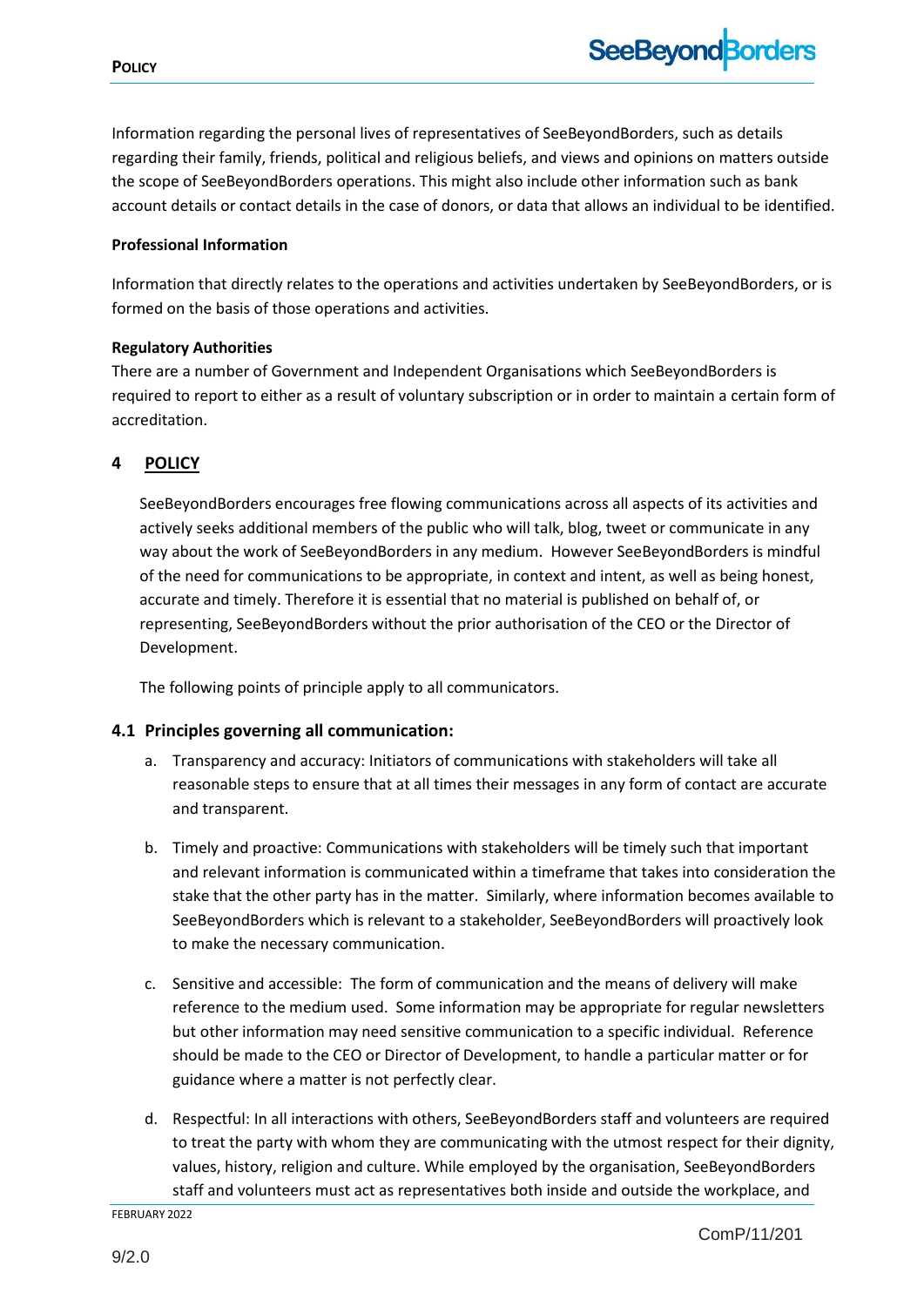Information regarding the personal lives of representatives of SeeBeyondBorders, such as details regarding their family, friends, political and religious beliefs, and views and opinions on matters outside the scope of SeeBeyondBorders operations. This might also include other information such as bank account details or contact details in the case of donors, or data that allows an individual to be identified.

**Professional Information**

Information that directly relates to the operations and activities undertaken by SeeBeyondBorders, or is formed on the basis of those operations and activities.

**Regulatory Authorities**

There are a number of Government and Independent Organisations which SeeBeyondBorders is required to report to either as a result of voluntary subscription or in order to maintain a certain form of accreditation.

## 4 POLICY

SeeBeyondBorders encourages free flowing communications across all aspects of its activities and actively seeks additional members of the public who will talk, blog, tweet or communicate in any way about the work of SeeBeyondBorders in any medium. However SeeBeyondBorders is mindful of the need for communications to be appropriate, in context and intent, as well as being honest, accurate and timely. Therefore it is essential that no material is published on behalf of, or representing, SeeBeyondBorders without the prior authorisation of the CEO or the Director of Development.

The following points of principle apply to all communicators.

### 4.1 Principles governing all communication:

a. Transparency and accuracy: Initiators of communications with stakeholders will take all reasonable steps to ensure that at all times their messages in any form of contact are accurate and transparent.

b. Timely and proactive: Communications with stakeholders will be timely such that important and relevant information is communicated within a timeframe that takes into consideration the stake that the other party has in the matter. Similarly, where information becomes available to SeeBeyondBorders which is relevant to a stakeholder, SeeBeyondBorders will proactively look to make the necessary communication.

c. Sensitive and accessible: The form of communication and the means of delivery will make reference to the medium used. Some information may be appropriate for regular newsletters but other information may need sensitive communication to a specific individual. Reference should be made to the CEO or Director of Development, to handle a particular matter or for guidance where a matter is not perfectly clear.

d. Respectful: In all interactions with others, SeeBeyondBorders staff and volunteers are required to treat the party with whom they are communicating with the utmost respect for their dignity, values, history, religion and culture. While employed by the organisation, SeeBeyondBorders staff and volunteers must act as representatives both inside and outside the workplace, and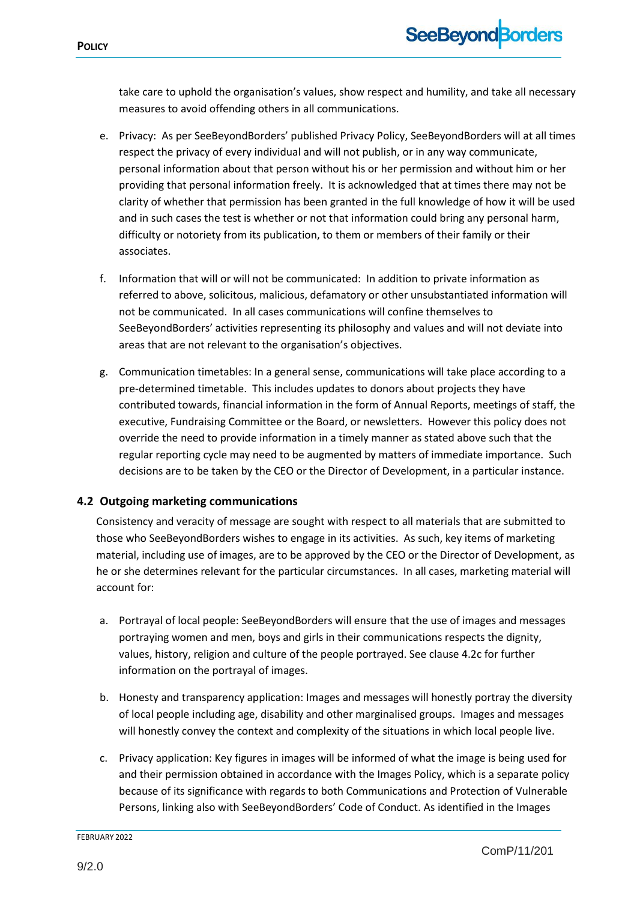take care to uphold the organisation's values, show respect and humility, and take all necessary measures to avoid offending others in all communications.

e. Privacy: As per SeeBeyondBorders' published Privacy Policy, SeeBeyondBorders will at all times respect the privacy of every individual and will not publish, or in any way communicate, personal information about that person without his or her permission and without him or her providing that personal information freely. It is acknowledged that at times there may not be clarity of whether that permission has been granted in the full knowledge of how it will be used and in such cases the test is whether or not that information could bring any personal harm, difficulty or notoriety from its publication, to them or members of their family or their associates.

f. Information that will or will not be communicated: In addition to private information as referred to above, solicitous, malicious, defamatory or other unsubstantiated information will not be communicated. In all cases communications will confine themselves to SeeBeyondBorders' activities representing its philosophy and values and will not deviate into areas that are not relevant to the organisation's objectives.

g. Communication timetables: In a general sense, communications will take place according to a pre-determined timetable. This includes updates to donors about projects they have contributed towards, financial information in the form of Annual Reports, meetings of staff, the executive, Fundraising Committee or the Board, or newsletters. However this policy does not override the need to provide information in a timely manner as stated above such that the regular reporting cycle may need to be augmented by matters of immediate importance. Such decisions are to be taken by the CEO or the Director of Development, in a particular instance.

### 4.2 Outgoing marketing communications

Consistency and veracity of message are sought with respect to all materials that are submitted to those who SeeBeyondBorders wishes to engage in its activities. As such, key items of marketing material, including use of images, are to be approved by the CEO or the Director of Development, as he or she determines relevant for the particular circumstances. In all cases, marketing material will account for:

a. Portrayal of local people: SeeBeyondBorders will ensure that the use of images and messages portraying women and men, boys and girls in their communications respects the dignity, values, history, religion and culture of the people portrayed. See clause 4.2c for further information on the portrayal of images.

b. Honesty and transparency application: Images and messages will honestly portray the diversity of local people including age, disability and other marginalised groups. Images and messages will honestly convey the context and complexity of the situations in which local people live.

c. Privacy application: Key figures in images will be informed of what the image is being used for and their permission obtained in accordance with the Images Policy, which is a separate policy because of its significance with regards to both Communications and Protection of Vulnerable Persons, linking also with SeeBeyondBorders' Code of Conduct. As identified in the Images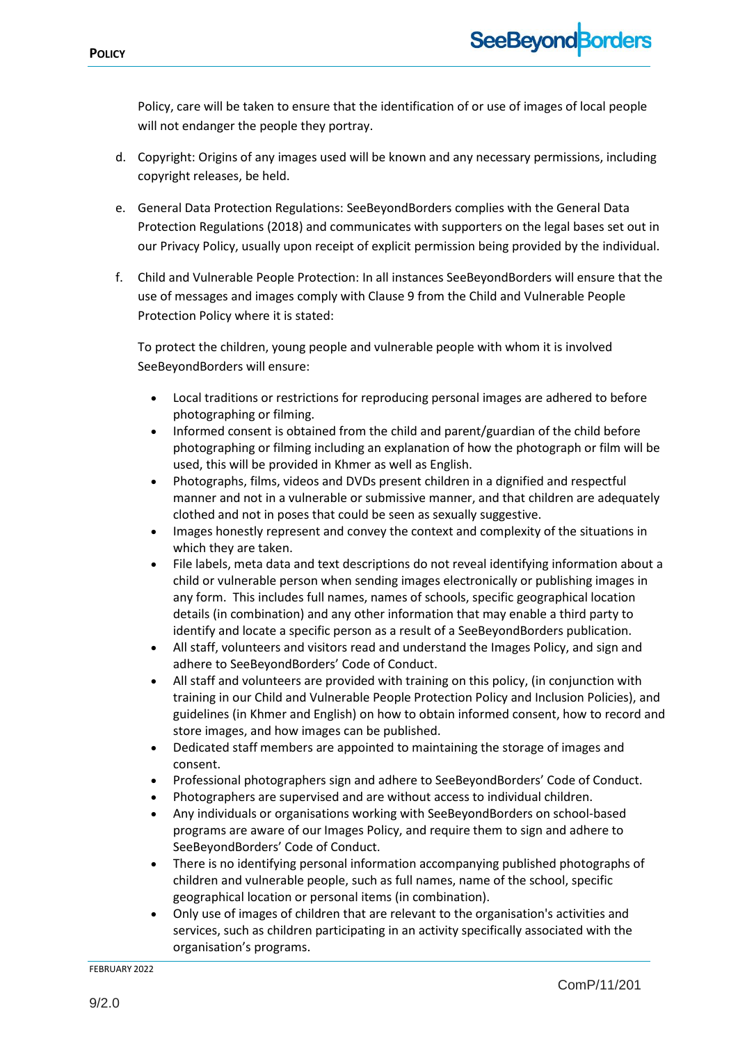Policy, care will be taken to ensure that the identification of or use of images of local people will not endanger the people they portray.

d. Copyright: Origins of any images used will be known and any necessary permissions, including copyright releases, be held.

e. General Data Protection Regulations: SeeBeyondBorders complies with the General Data Protection Regulations (2018) and communicates with supporters on the legal bases set out in our Privacy Policy, usually upon receipt of explicit permission being provided by the individual.

f. Child and Vulnerable People Protection: In all instances SeeBeyondBorders will ensure that the use of messages and images comply with Clause 9 from the Child and Vulnerable People Protection Policy where it is stated:

   To protect the children, young people and vulnerable people with whom it is involved SeeBeyondBorders will ensure:

   - Local traditions or restrictions for reproducing personal images are adhered to before photographing or filming.
   - Informed consent is obtained from the child and parent/guardian of the child before photographing or filming including an explanation of how the photograph or film will be used, this will be provided in Khmer as well as English.
   - Photographs, films, videos and DVDs present children in a dignified and respectful manner and not in a vulnerable or submissive manner, and that children are adequately clothed and not in poses that could be seen as sexually suggestive.
   - Images honestly represent and convey the context and complexity of the situations in which they are taken.
   - File labels, meta data and text descriptions do not reveal identifying information about a child or vulnerable person when sending images electronically or publishing images in any form. This includes full names, names of schools, specific geographical location details (in combination) and any other information that may enable a third party to identify and locate a specific person as a result of a SeeBeyondBorders publication.
   - All staff, volunteers and visitors read and understand the Images Policy, and sign and adhere to SeeBeyondBorders' Code of Conduct.
   - All staff and volunteers are provided with training on this policy, (in conjunction with training in our Child and Vulnerable People Protection Policy and Inclusion Policies), and guidelines (in Khmer and English) on how to obtain informed consent, how to record and store images, and how images can be published.
   - Dedicated staff members are appointed to maintaining the storage of images and consent.
   - Professional photographers sign and adhere to SeeBeyondBorders' Code of Conduct.
   - Photographers are supervised and are without access to individual children.
   - Any individuals or organisations working with SeeBeyondBorders on school-based programs are aware of our Images Policy, and require them to sign and adhere to SeeBeyondBorders' Code of Conduct.
   - There is no identifying personal information accompanying published photographs of children and vulnerable people, such as full names, name of the school, specific geographical location or personal items (in combination).
   - Only use of images of children that are relevant to the organisation's activities and services, such as children participating in an activity specifically associated with the organisation's programs.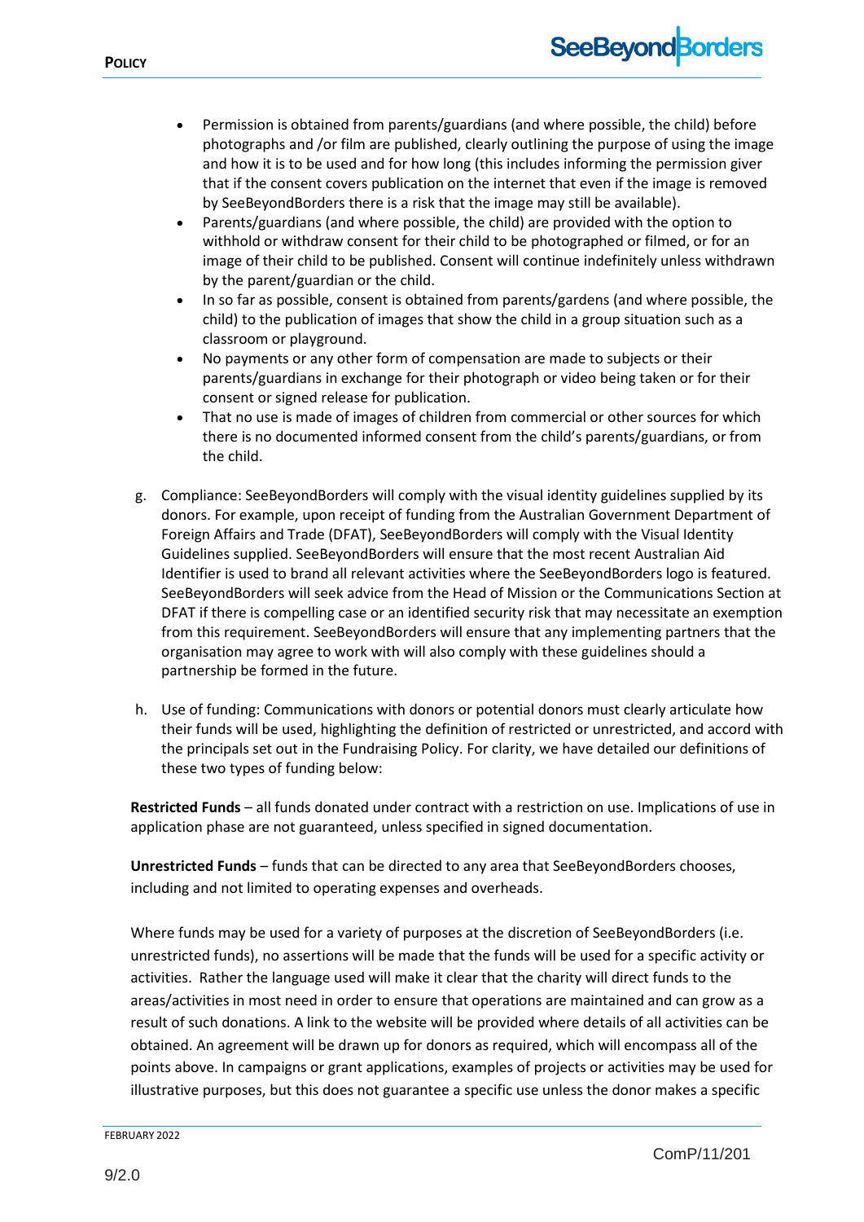- Permission is obtained from parents/guardians (and where possible, the child) before photographs and /or film are published, clearly outlining the purpose of using the image and how it is to be used and for how long (this includes informing the permission giver that if the consent covers publication on the internet that even if the image is removed by SeeBeyondBorders there is a risk that the image may still be available).
- Parents/guardians (and where possible, the child) are provided with the option to withhold or withdraw consent for their child to be photographed or filmed, or for an image of their child to be published. Consent will continue indefinitely unless withdrawn by the parent/guardian or the child.
- In so far as possible, consent is obtained from parents/gardens (and where possible, the child) to the publication of images that show the child in a group situation such as a classroom or playground.
- No payments or any other form of compensation are made to subjects or their parents/guardians in exchange for their photograph or video being taken or for their consent or signed release for publication.
- That no use is made of images of children from commercial or other sources for which there is no documented informed consent from the child's parents/guardians, or from the child.

g. Compliance: SeeBeyondBorders will comply with the visual identity guidelines supplied by its donors. For example, upon receipt of funding from the Australian Government Department of Foreign Affairs and Trade (DFAT), SeeBeyondBorders will comply with the Visual Identity Guidelines supplied. SeeBeyondBorders will ensure that the most recent Australian Aid Identifier is used to brand all relevant activities where the SeeBeyondBorders logo is featured. SeeBeyondBorders will seek advice from the Head of Mission or the Communications Section at DFAT if there is compelling case or an identified security risk that may necessitate an exemption from this requirement. SeeBeyondBorders will ensure that any implementing partners that the organisation may agree to work with will also comply with these guidelines should a partnership be formed in the future.

h. Use of funding: Communications with donors or potential donors must clearly articulate how their funds will be used, highlighting the definition of restricted or unrestricted, and accord with the principals set out in the Fundraising Policy. For clarity, we have detailed our definitions of these two types of funding below:

**Restricted Funds** – all funds donated under contract with a restriction on use. Implications of use in application phase are not guaranteed, unless specified in signed documentation.

**Unrestricted Funds** – funds that can be directed to any area that SeeBeyondBorders chooses, including and not limited to operating expenses and overheads.

Where funds may be used for a variety of purposes at the discretion of SeeBeyondBorders (i.e. unrestricted funds), no assertions will be made that the funds will be used for a specific activity or activities. Rather the language used will make it clear that the charity will direct funds to the areas/activities in most need in order to ensure that operations are maintained and can grow as a result of such donations. A link to the website will be provided where details of all activities can be obtained. An agreement will be drawn up for donors as required, which will encompass all of the points above. In campaigns or grant applications, examples of projects or activities may be used for illustrative purposes, but this does not guarantee a specific use unless the donor makes a specific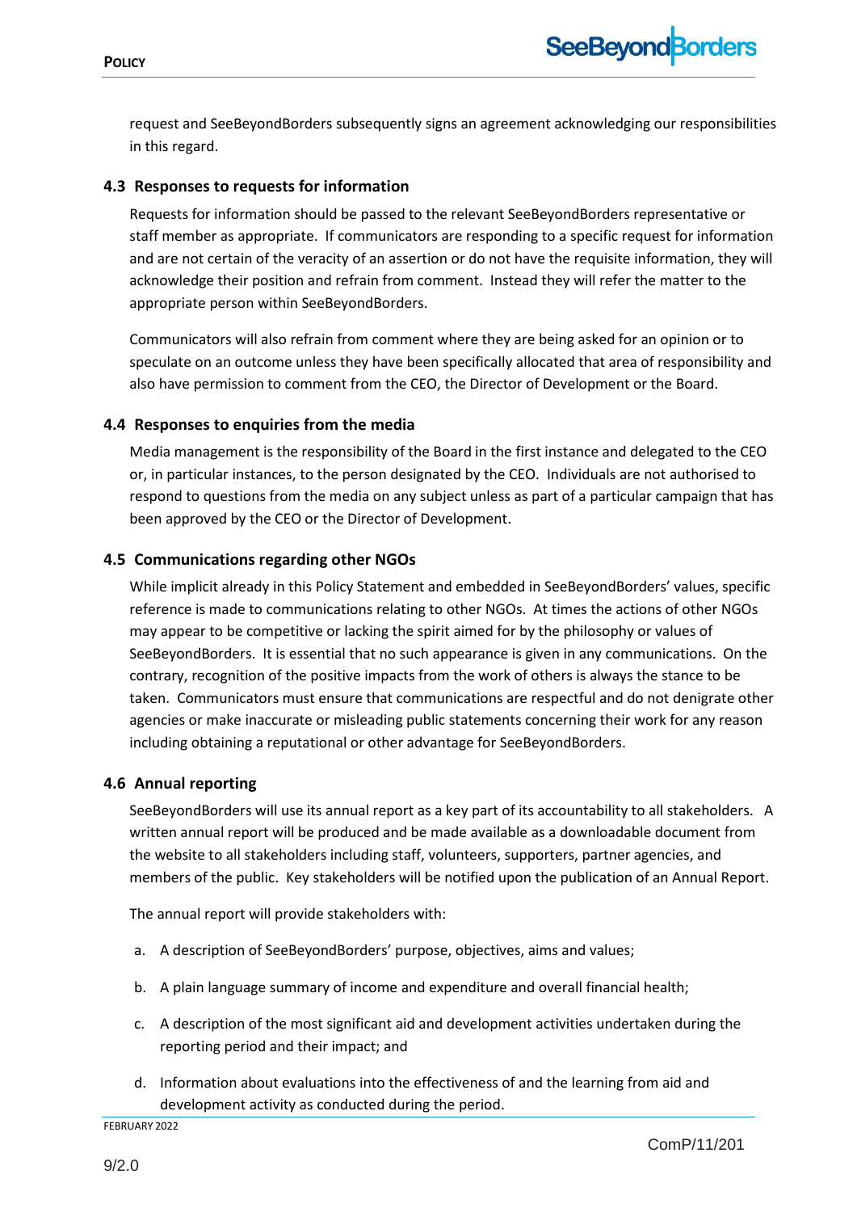request and SeeBeyondBorders subsequently signs an agreement acknowledging our responsibilities in this regard.

### 4.3 Responses to requests for information

Requests for information should be passed to the relevant SeeBeyondBorders representative or staff member as appropriate. If communicators are responding to a specific request for information and are not certain of the veracity of an assertion or do not have the requisite information, they will acknowledge their position and refrain from comment. Instead they will refer the matter to the appropriate person within SeeBeyondBorders.

Communicators will also refrain from comment where they are being asked for an opinion or to speculate on an outcome unless they have been specifically allocated that area of responsibility and also have permission to comment from the CEO, the Director of Development or the Board.

### 4.4 Responses to enquiries from the media

Media management is the responsibility of the Board in the first instance and delegated to the CEO or, in particular instances, to the person designated by the CEO. Individuals are not authorised to respond to questions from the media on any subject unless as part of a particular campaign that has been approved by the CEO or the Director of Development.

### 4.5 Communications regarding other NGOs

While implicit already in this Policy Statement and embedded in SeeBeyondBorders' values, specific reference is made to communications relating to other NGOs. At times the actions of other NGOs may appear to be competitive or lacking the spirit aimed for by the philosophy or values of SeeBeyondBorders. It is essential that no such appearance is given in any communications. On the contrary, recognition of the positive impacts from the work of others is always the stance to be taken. Communicators must ensure that communications are respectful and do not denigrate other agencies or make inaccurate or misleading public statements concerning their work for any reason including obtaining a reputational or other advantage for SeeBeyondBorders.

### 4.6 Annual reporting

SeeBeyondBorders will use its annual report as a key part of its accountability to all stakeholders. A written annual report will be produced and be made available as a downloadable document from the website to all stakeholders including staff, volunteers, supporters, partner agencies, and members of the public. Key stakeholders will be notified upon the publication of an Annual Report.

The annual report will provide stakeholders with:

a. A description of SeeBeyondBorders' purpose, objectives, aims and values;

b. A plain language summary of income and expenditure and overall financial health;

c. A description of the most significant aid and development activities undertaken during the reporting period and their impact; and

d. Information about evaluations into the effectiveness of and the learning from aid and development activity as conducted during the period.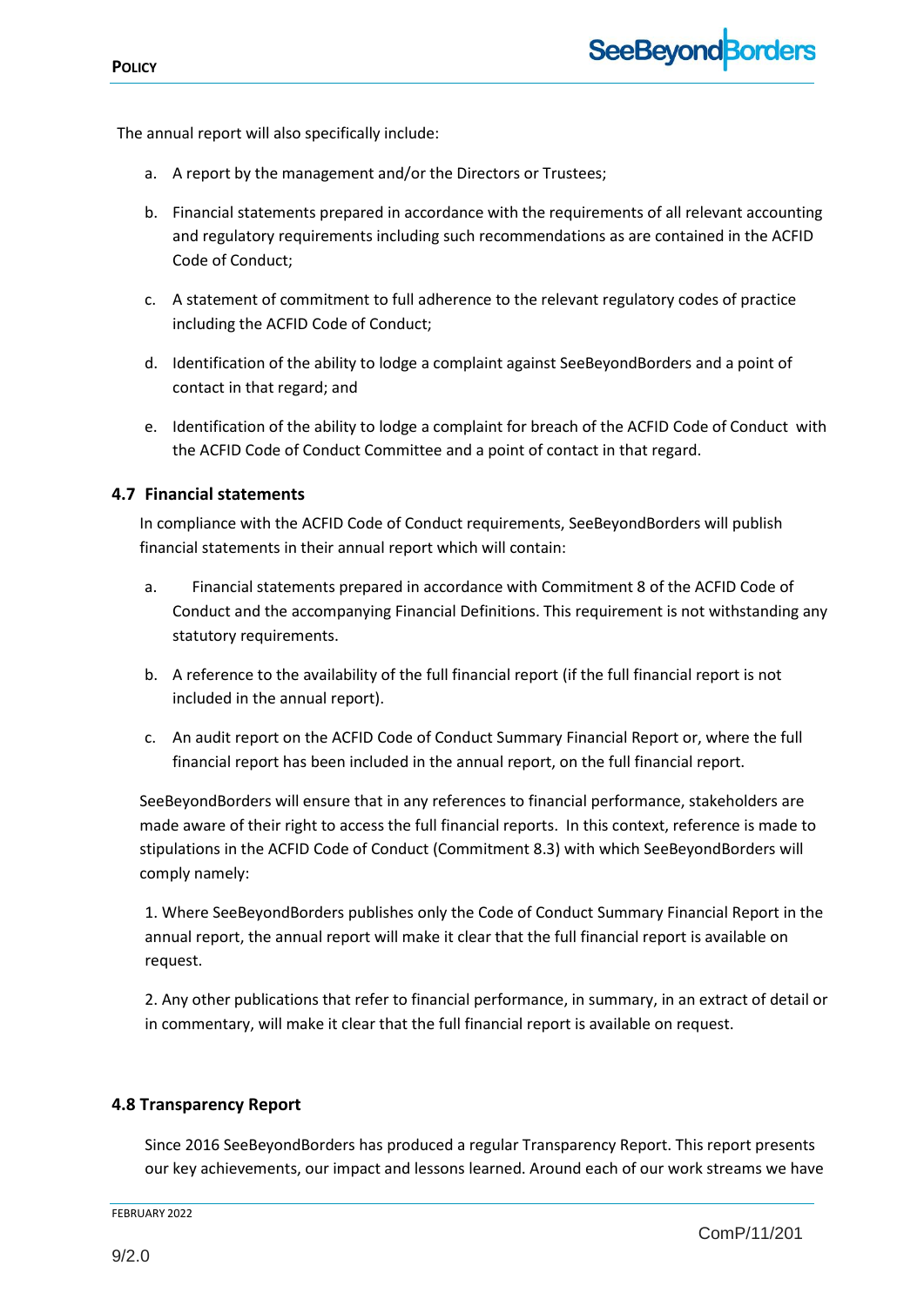The annual report will also specifically include:

a. A report by the management and/or the Directors or Trustees;

b. Financial statements prepared in accordance with the requirements of all relevant accounting and regulatory requirements including such recommendations as are contained in the ACFID Code of Conduct;

c. A statement of commitment to full adherence to the relevant regulatory codes of practice including the ACFID Code of Conduct;

d. Identification of the ability to lodge a complaint against SeeBeyondBorders and a point of contact in that regard; and

e. Identification of the ability to lodge a complaint for breach of the ACFID Code of Conduct with the ACFID Code of Conduct Committee and a point of contact in that regard.

### 4.7 Financial statements

In compliance with the ACFID Code of Conduct requirements, SeeBeyondBorders will publish financial statements in their annual report which will contain:

a. Financial statements prepared in accordance with Commitment 8 of the ACFID Code of Conduct and the accompanying Financial Definitions. This requirement is not withstanding any statutory requirements.

b. A reference to the availability of the full financial report (if the full financial report is not included in the annual report).

c. An audit report on the ACFID Code of Conduct Summary Financial Report or, where the full financial report has been included in the annual report, on the full financial report.

SeeBeyondBorders will ensure that in any references to financial performance, stakeholders are made aware of their right to access the full financial reports. In this context, reference is made to stipulations in the ACFID Code of Conduct (Commitment 8.3) with which SeeBeyondBorders will comply namely:

1. Where SeeBeyondBorders publishes only the Code of Conduct Summary Financial Report in the annual report, the annual report will make it clear that the full financial report is available on request.

2. Any other publications that refer to financial performance, in summary, in an extract of detail or in commentary, will make it clear that the full financial report is available on request.

### 4.8 Transparency Report

Since 2016 SeeBeyondBorders has produced a regular Transparency Report. This report presents our key achievements, our impact and lessons learned. Around each of our work streams we have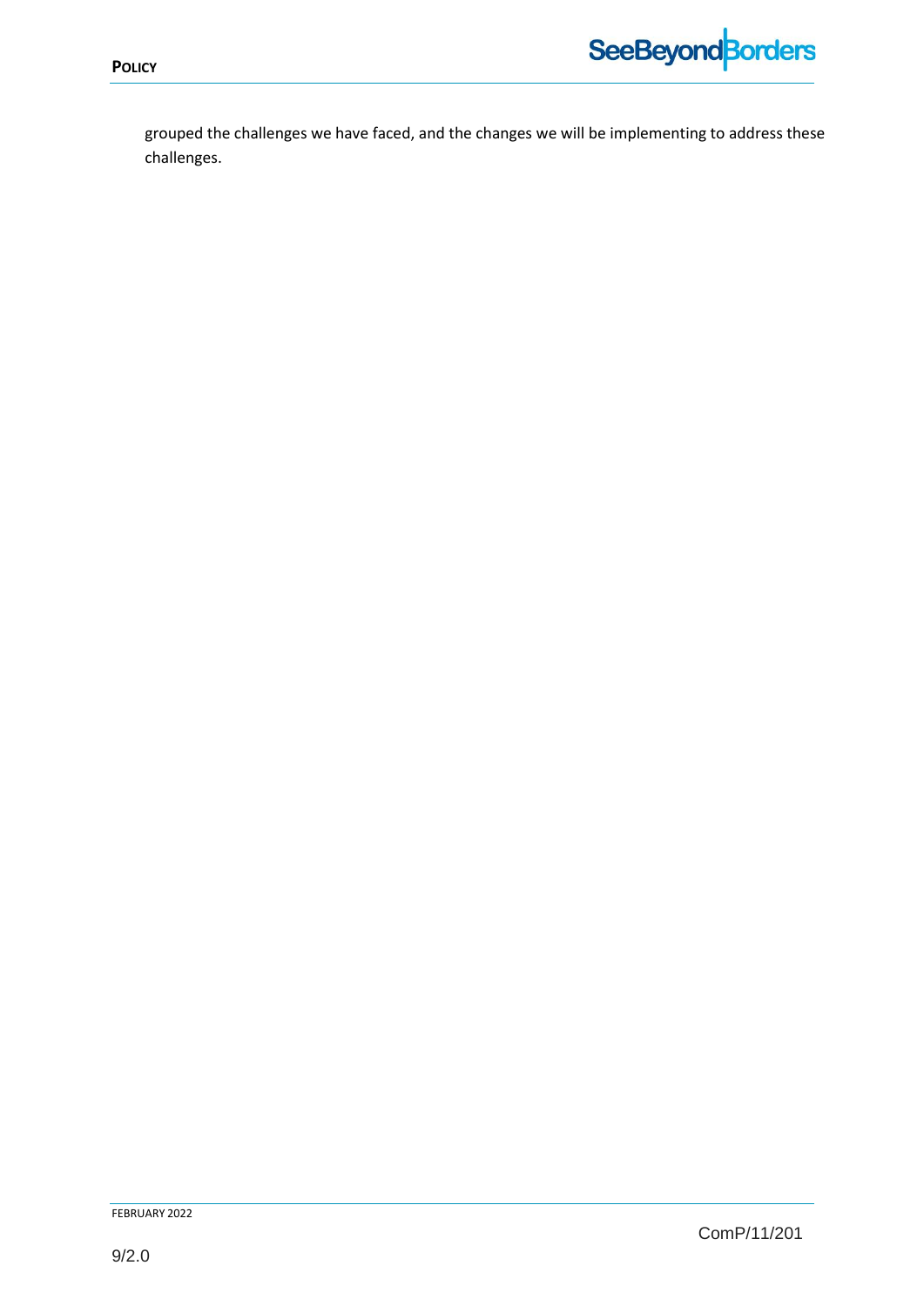grouped the challenges we have faced, and the changes we will be implementing to address these challenges.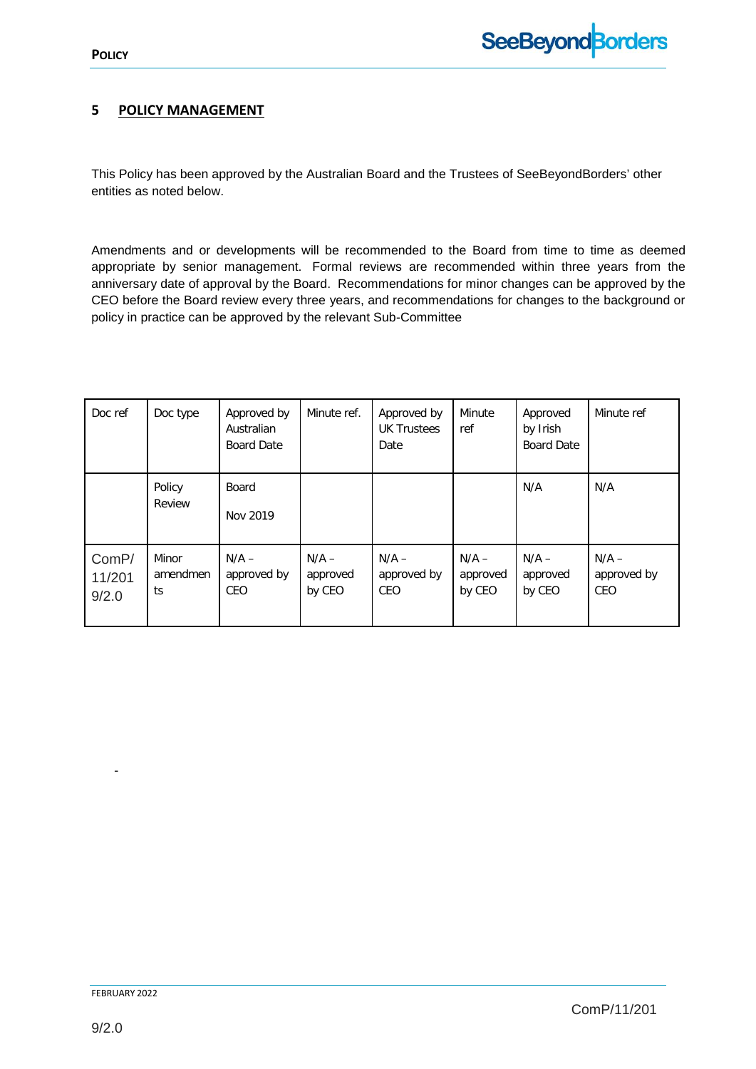## 5 POLICY MANAGEMENT

This Policy has been approved by the Australian Board and the Trustees of SeeBeyondBorders' other entities as noted below.

Amendments and or developments will be recommended to the Board from time to time as deemed appropriate by senior management. Formal reviews are recommended within three years from the anniversary date of approval by the Board. Recommendations for minor changes can be approved by the CEO before the Board review every three years, and recommendations for changes to the background or policy in practice can be approved by the relevant Sub-Committee

| Doc ref | Doc type | Approved by Australian Board Date | Minute ref. | Approved by UK Trustees Date | Minute ref | Approved by Irish Board Date | Minute ref |
|---|---|---|---|---|---|---|---|
| | Policy Review | Board Nov 2019 | | | | N/A | N/A |
| ComP/11/2019/2.0 | Minor amendments | N/A – approved by CEO | N/A – approved by CEO | N/A – approved by CEO | N/A – approved by CEO | N/A – approved by CEO | N/A – approved by CEO |

-